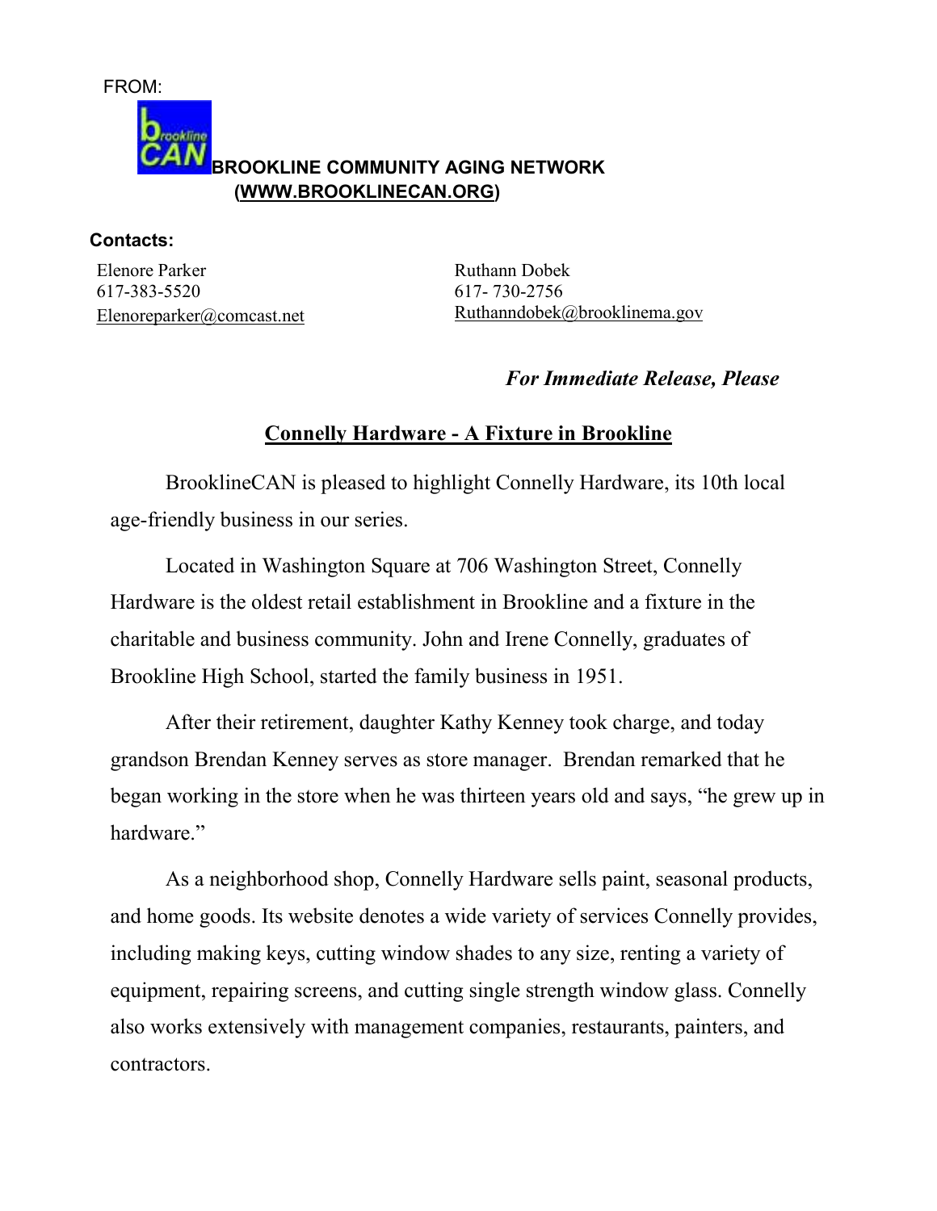FROM:

**BROOKLINE COMMUNITY AGING NETWORK**
**(WWW.BROOKLINECAN.ORG)**

**Contacts:**

Elenore Parker
617-383-5520
Elenoreparker@comcast.net

Ruthann Dobek
617- 730-2756
Ruthanndobek@brooklinema.gov

***For Immediate Release, Please***

## Connelly Hardware - A Fixture in Brookline

BrooklineCAN is pleased to highlight Connelly Hardware, its 10th local age-friendly business in our series.

Located in Washington Square at 706 Washington Street, Connelly Hardware is the oldest retail establishment in Brookline and a fixture in the charitable and business community. John and Irene Connelly, graduates of Brookline High School, started the family business in 1951.

After their retirement, daughter Kathy Kenney took charge, and today grandson Brendan Kenney serves as store manager. Brendan remarked that he began working in the store when he was thirteen years old and says, "he grew up in hardware."

As a neighborhood shop, Connelly Hardware sells paint, seasonal products, and home goods. Its website denotes a wide variety of services Connelly provides, including making keys, cutting window shades to any size, renting a variety of equipment, repairing screens, and cutting single strength window glass. Connelly also works extensively with management companies, restaurants, painters, and contractors.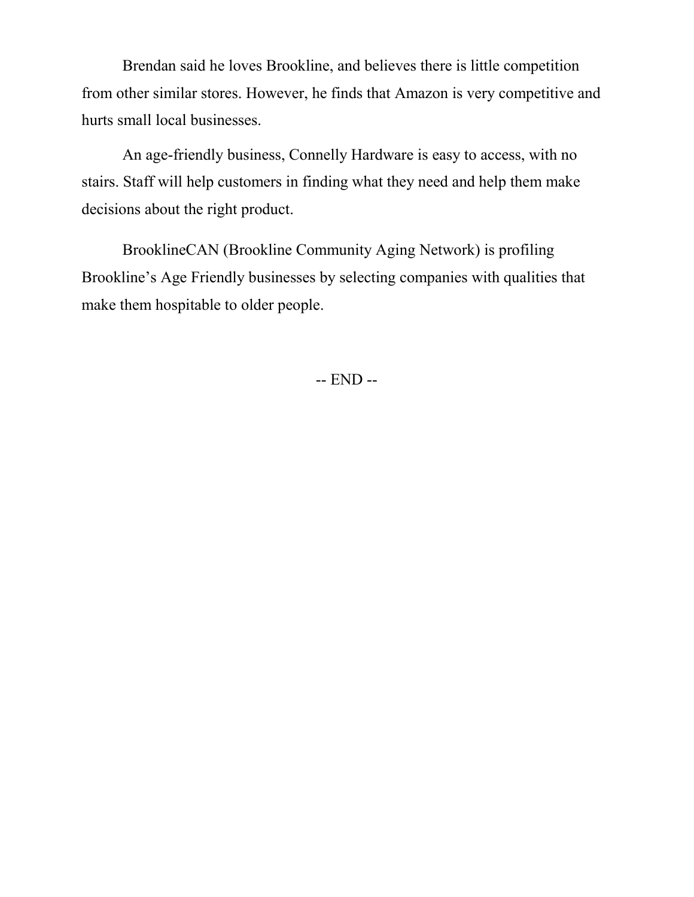Brendan said he loves Brookline, and believes there is little competition from other similar stores. However, he finds that Amazon is very competitive and hurts small local businesses.

An age-friendly business, Connelly Hardware is easy to access, with no stairs. Staff will help customers in finding what they need and help them make decisions about the right product.

BrooklineCAN (Brookline Community Aging Network) is profiling Brookline's Age Friendly businesses by selecting companies with qualities that make them hospitable to older people.

-- END --